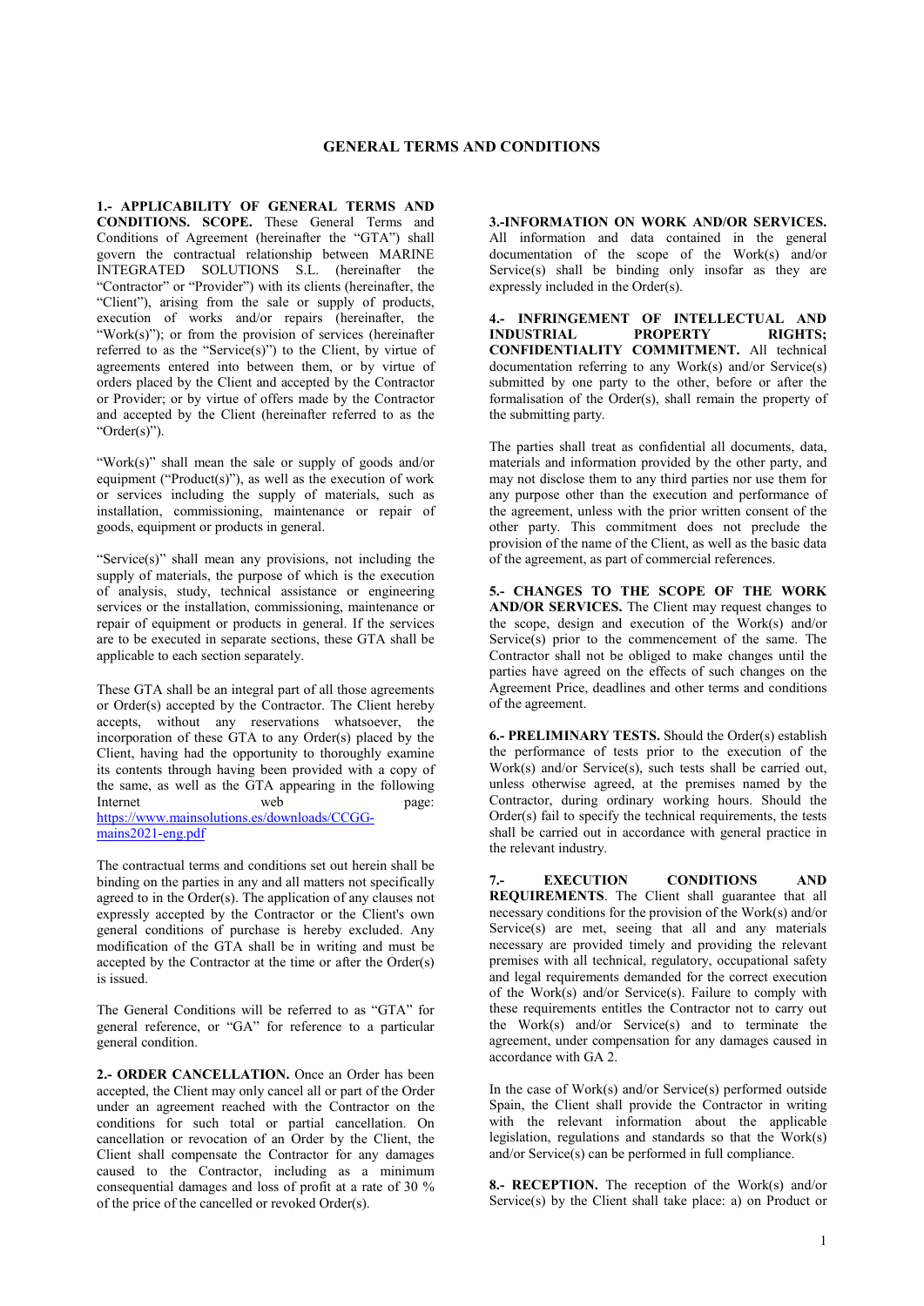# GENERAL TERMS AND CONDITIONS

**1.- APPLICABILITY OF GENERAL TERMS AND CONDITIONS. SCOPE.** These General Terms and Conditions of Agreement (hereinafter the "GTA") shall govern the contractual relationship between MARINE INTEGRATED SOLUTIONS S.L. (hereinafter the "Contractor" or "Provider") with its clients (hereinafter, the "Client"), arising from the sale or supply of products, execution of works and/or repairs (hereinafter, the "Work(s)"); or from the provision of services (hereinafter referred to as the "Service(s)") to the Client, by virtue of agreements entered into between them, or by virtue of orders placed by the Client and accepted by the Contractor or Provider; or by virtue of offers made by the Contractor and accepted by the Client (hereinafter referred to as the "Order(s)").

"Work(s)" shall mean the sale or supply of goods and/or equipment ("Product(s)"), as well as the execution of work or services including the supply of materials, such as installation, commissioning, maintenance or repair of goods, equipment or products in general.

"Service(s)" shall mean any provisions, not including the supply of materials, the purpose of which is the execution of analysis, study, technical assistance or engineering services or the installation, commissioning, maintenance or repair of equipment or products in general. If the services are to be executed in separate sections, these GTA shall be applicable to each section separately.

These GTA shall be an integral part of all those agreements or Order(s) accepted by the Contractor. The Client hereby accepts, without any reservations whatsoever, the incorporation of these GTA to any Order(s) placed by the Client, having had the opportunity to thoroughly examine its contents through having been provided with a copy of the same, as well as the GTA appearing in the following Internet web page: https://www.mainsolutions.es/downloads/CCGG-mains2021-eng.pdf

The contractual terms and conditions set out herein shall be binding on the parties in any and all matters not specifically agreed to in the Order(s). The application of any clauses not expressly accepted by the Contractor or the Client's own general conditions of purchase is hereby excluded. Any modification of the GTA shall be in writing and must be accepted by the Contractor at the time or after the Order(s) is issued.

The General Conditions will be referred to as "GTA" for general reference, or "GA" for reference to a particular general condition.

**2.- ORDER CANCELLATION.** Once an Order has been accepted, the Client may only cancel all or part of the Order under an agreement reached with the Contractor on the conditions for such total or partial cancellation. On cancellation or revocation of an Order by the Client, the Client shall compensate the Contractor for any damages caused to the Contractor, including as a minimum consequential damages and loss of profit at a rate of 30 % of the price of the cancelled or revoked Order(s).

**3.-INFORMATION ON WORK AND/OR SERVICES.** All information and data contained in the general documentation of the scope of the Work(s) and/or Service(s) shall be binding only insofar as they are expressly included in the Order(s).

**4.- INFRINGEMENT OF INTELLECTUAL AND INDUSTRIAL PROPERTY RIGHTS; CONFIDENTIALITY COMMITMENT.** All technical documentation referring to any Work(s) and/or Service(s) submitted by one party to the other, before or after the formalisation of the Order(s), shall remain the property of the submitting party.

The parties shall treat as confidential all documents, data, materials and information provided by the other party, and may not disclose them to any third parties nor use them for any purpose other than the execution and performance of the agreement, unless with the prior written consent of the other party. This commitment does not preclude the provision of the name of the Client, as well as the basic data of the agreement, as part of commercial references.

**5.- CHANGES TO THE SCOPE OF THE WORK AND/OR SERVICES.** The Client may request changes to the scope, design and execution of the Work(s) and/or Service(s) prior to the commencement of the same. The Contractor shall not be obliged to make changes until the parties have agreed on the effects of such changes on the Agreement Price, deadlines and other terms and conditions of the agreement.

**6.- PRELIMINARY TESTS.** Should the Order(s) establish the performance of tests prior to the execution of the Work(s) and/or Service(s), such tests shall be carried out, unless otherwise agreed, at the premises named by the Contractor, during ordinary working hours. Should the Order(s) fail to specify the technical requirements, the tests shall be carried out in accordance with general practice in the relevant industry.

**7.- EXECUTION CONDITIONS AND REQUIREMENTS**. The Client shall guarantee that all necessary conditions for the provision of the Work(s) and/or Service(s) are met, seeing that all and any materials necessary are provided timely and providing the relevant premises with all technical, regulatory, occupational safety and legal requirements demanded for the correct execution of the Work(s) and/or Service(s). Failure to comply with these requirements entitles the Contractor not to carry out the Work(s) and/or Service(s) and to terminate the agreement, under compensation for any damages caused in accordance with GA 2.

In the case of Work(s) and/or Service(s) performed outside Spain, the Client shall provide the Contractor in writing with the relevant information about the applicable legislation, regulations and standards so that the Work(s) and/or Service(s) can be performed in full compliance.

**8.- RECEPTION.** The reception of the Work(s) and/or Service(s) by the Client shall take place: a) on Product or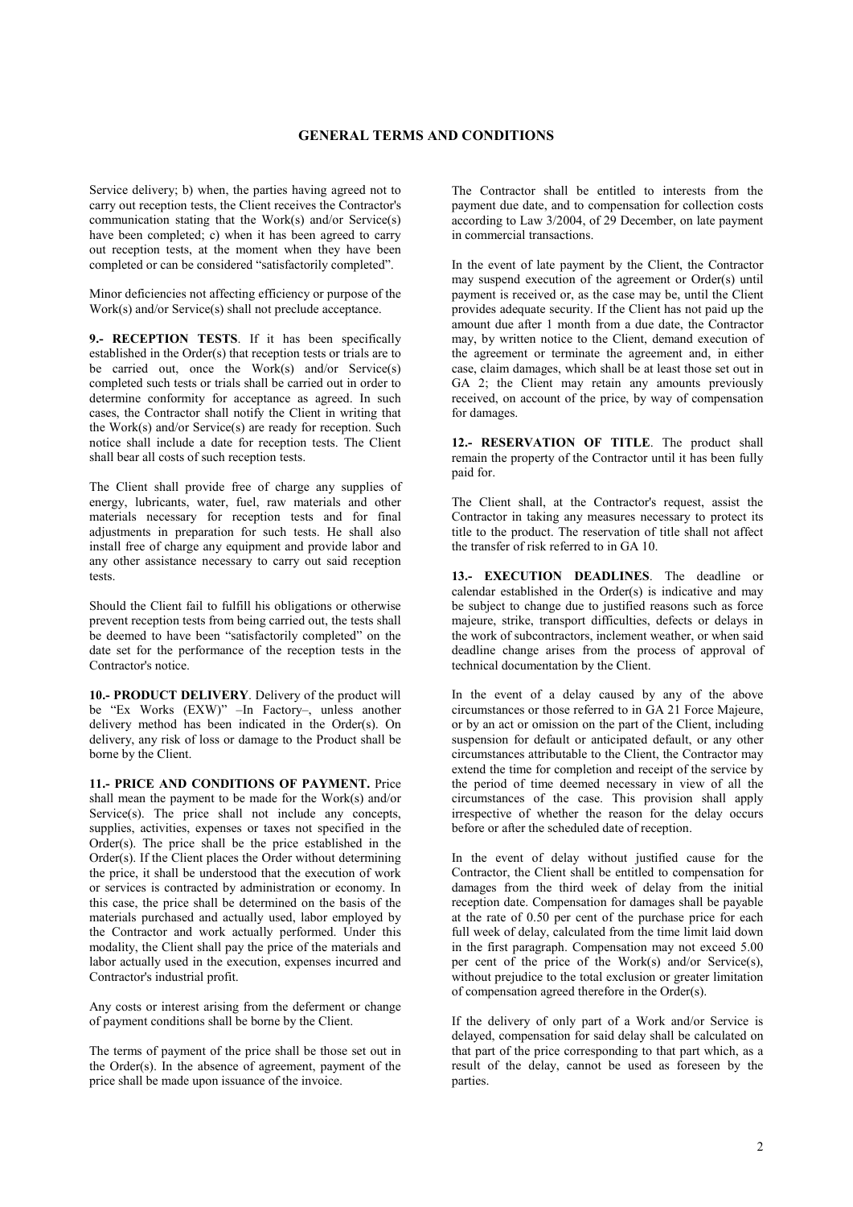# GENERAL TERMS AND CONDITIONS

Service delivery; b) when, the parties having agreed not to carry out reception tests, the Client receives the Contractor's communication stating that the Work(s) and/or Service(s) have been completed; c) when it has been agreed to carry out reception tests, at the moment when they have been completed or can be considered "satisfactorily completed".

Minor deficiencies not affecting efficiency or purpose of the Work(s) and/or Service(s) shall not preclude acceptance.

**9.- RECEPTION TESTS**. If it has been specifically established in the Order(s) that reception tests or trials are to be carried out, once the Work(s) and/or Service(s) completed such tests or trials shall be carried out in order to determine conformity for acceptance as agreed. In such cases, the Contractor shall notify the Client in writing that the Work(s) and/or Service(s) are ready for reception. Such notice shall include a date for reception tests. The Client shall bear all costs of such reception tests.

The Client shall provide free of charge any supplies of energy, lubricants, water, fuel, raw materials and other materials necessary for reception tests and for final adjustments in preparation for such tests. He shall also install free of charge any equipment and provide labor and any other assistance necessary to carry out said reception tests.

Should the Client fail to fulfill his obligations or otherwise prevent reception tests from being carried out, the tests shall be deemed to have been "satisfactorily completed" on the date set for the performance of the reception tests in the Contractor's notice.

**10.- PRODUCT DELIVERY**. Delivery of the product will be "Ex Works (EXW)" –In Factory–, unless another delivery method has been indicated in the Order(s). On delivery, any risk of loss or damage to the Product shall be borne by the Client.

**11.- PRICE AND CONDITIONS OF PAYMENT.** Price shall mean the payment to be made for the Work(s) and/or Service(s). The price shall not include any concepts, supplies, activities, expenses or taxes not specified in the Order(s). The price shall be the price established in the Order(s). If the Client places the Order without determining the price, it shall be understood that the execution of work or services is contracted by administration or economy. In this case, the price shall be determined on the basis of the materials purchased and actually used, labor employed by the Contractor and work actually performed. Under this modality, the Client shall pay the price of the materials and labor actually used in the execution, expenses incurred and Contractor's industrial profit.

Any costs or interest arising from the deferment or change of payment conditions shall be borne by the Client.

The terms of payment of the price shall be those set out in the Order(s). In the absence of agreement, payment of the price shall be made upon issuance of the invoice.

The Contractor shall be entitled to interests from the payment due date, and to compensation for collection costs according to Law 3/2004, of 29 December, on late payment in commercial transactions.

In the event of late payment by the Client, the Contractor may suspend execution of the agreement or Order(s) until payment is received or, as the case may be, until the Client provides adequate security. If the Client has not paid up the amount due after 1 month from a due date, the Contractor may, by written notice to the Client, demand execution of the agreement or terminate the agreement and, in either case, claim damages, which shall be at least those set out in GA 2; the Client may retain any amounts previously received, on account of the price, by way of compensation for damages.

**12.- RESERVATION OF TITLE**. The product shall remain the property of the Contractor until it has been fully paid for.

The Client shall, at the Contractor's request, assist the Contractor in taking any measures necessary to protect its title to the product. The reservation of title shall not affect the transfer of risk referred to in GA 10.

**13.- EXECUTION DEADLINES**. The deadline or calendar established in the Order(s) is indicative and may be subject to change due to justified reasons such as force majeure, strike, transport difficulties, defects or delays in the work of subcontractors, inclement weather, or when said deadline change arises from the process of approval of technical documentation by the Client.

In the event of a delay caused by any of the above circumstances or those referred to in GA 21 Force Majeure, or by an act or omission on the part of the Client, including suspension for default or anticipated default, or any other circumstances attributable to the Client, the Contractor may extend the time for completion and receipt of the service by the period of time deemed necessary in view of all the circumstances of the case. This provision shall apply irrespective of whether the reason for the delay occurs before or after the scheduled date of reception.

In the event of delay without justified cause for the Contractor, the Client shall be entitled to compensation for damages from the third week of delay from the initial reception date. Compensation for damages shall be payable at the rate of 0.50 per cent of the purchase price for each full week of delay, calculated from the time limit laid down in the first paragraph. Compensation may not exceed 5.00 per cent of the price of the Work(s) and/or Service(s), without prejudice to the total exclusion or greater limitation of compensation agreed therefore in the Order(s).

If the delivery of only part of a Work and/or Service is delayed, compensation for said delay shall be calculated on that part of the price corresponding to that part which, as a result of the delay, cannot be used as foreseen by the parties.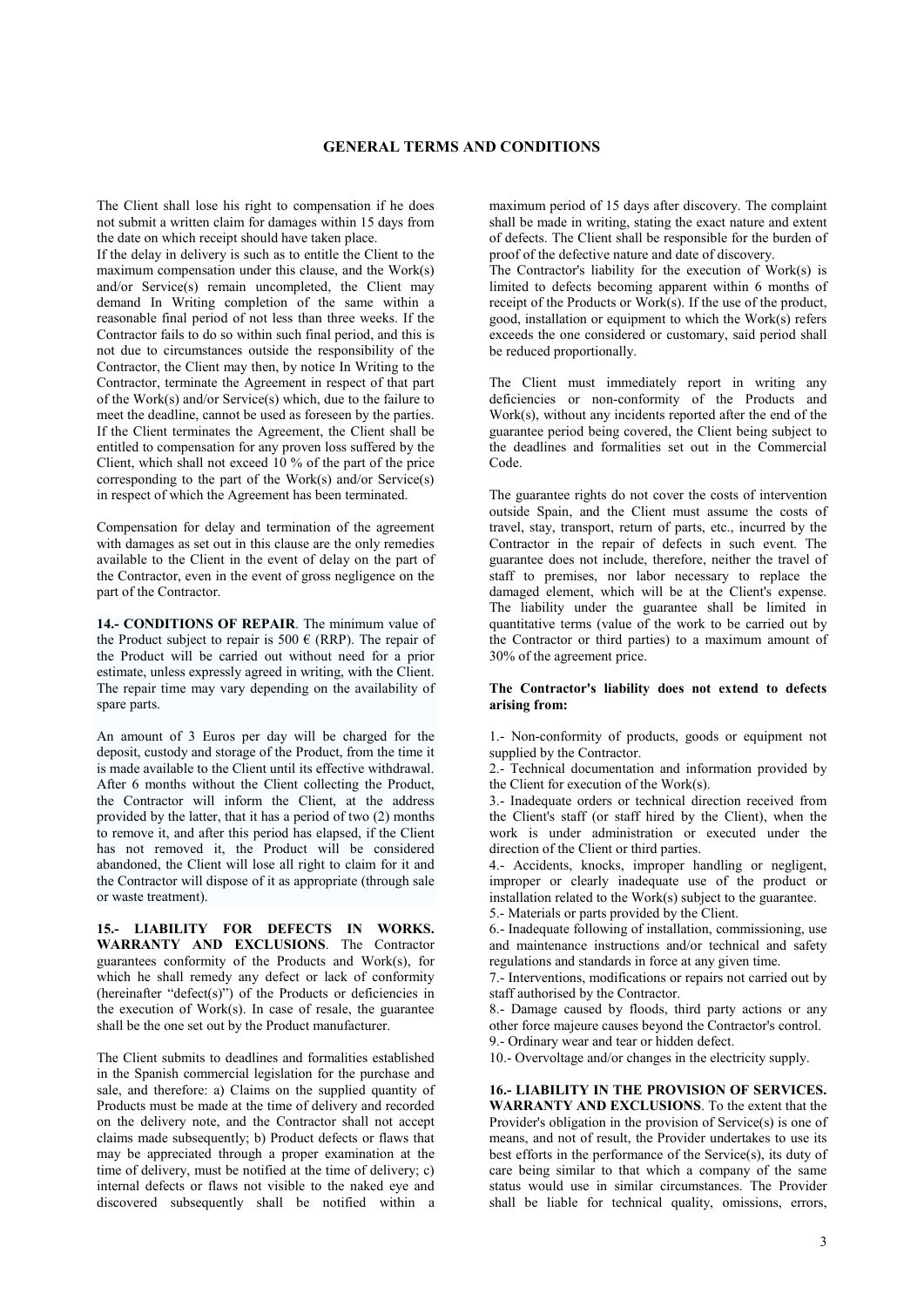# GENERAL TERMS AND CONDITIONS

The Client shall lose his right to compensation if he does not submit a written claim for damages within 15 days from the date on which receipt should have taken place.

If the delay in delivery is such as to entitle the Client to the maximum compensation under this clause, and the Work(s) and/or Service(s) remain uncompleted, the Client may demand In Writing completion of the same within a reasonable final period of not less than three weeks. If the Contractor fails to do so within such final period, and this is not due to circumstances outside the responsibility of the Contractor, the Client may then, by notice In Writing to the Contractor, terminate the Agreement in respect of that part of the Work(s) and/or Service(s) which, due to the failure to meet the deadline, cannot be used as foreseen by the parties. If the Client terminates the Agreement, the Client shall be entitled to compensation for any proven loss suffered by the Client, which shall not exceed 10 % of the part of the price corresponding to the part of the Work(s) and/or Service(s) in respect of which the Agreement has been terminated.

Compensation for delay and termination of the agreement with damages as set out in this clause are the only remedies available to the Client in the event of delay on the part of the Contractor, even in the event of gross negligence on the part of the Contractor.

**14.- CONDITIONS OF REPAIR**. The minimum value of the Product subject to repair is 500 € (RRP). The repair of the Product will be carried out without need for a prior estimate, unless expressly agreed in writing, with the Client. The repair time may vary depending on the availability of spare parts.

An amount of 3 Euros per day will be charged for the deposit, custody and storage of the Product, from the time it is made available to the Client until its effective withdrawal. After 6 months without the Client collecting the Product, the Contractor will inform the Client, at the address provided by the latter, that it has a period of two (2) months to remove it, and after this period has elapsed, if the Client has not removed it, the Product will be considered abandoned, the Client will lose all right to claim for it and the Contractor will dispose of it as appropriate (through sale or waste treatment).

**15.- LIABILITY FOR DEFECTS IN WORKS. WARRANTY AND EXCLUSIONS**. The Contractor guarantees conformity of the Products and Work(s), for which he shall remedy any defect or lack of conformity (hereinafter "defect(s)") of the Products or deficiencies in the execution of Work(s). In case of resale, the guarantee shall be the one set out by the Product manufacturer.

The Client submits to deadlines and formalities established in the Spanish commercial legislation for the purchase and sale, and therefore: a) Claims on the supplied quantity of Products must be made at the time of delivery and recorded on the delivery note, and the Contractor shall not accept claims made subsequently; b) Product defects or flaws that may be appreciated through a proper examination at the time of delivery, must be notified at the time of delivery; c) internal defects or flaws not visible to the naked eye and discovered subsequently shall be notified within a maximum period of 15 days after discovery. The complaint shall be made in writing, stating the exact nature and extent of defects. The Client shall be responsible for the burden of proof of the defective nature and date of discovery.

The Contractor's liability for the execution of Work(s) is limited to defects becoming apparent within 6 months of receipt of the Products or Work(s). If the use of the product, good, installation or equipment to which the Work(s) refers exceeds the one considered or customary, said period shall be reduced proportionally.

The Client must immediately report in writing any deficiencies or non-conformity of the Products and Work(s), without any incidents reported after the end of the guarantee period being covered, the Client being subject to the deadlines and formalities set out in the Commercial Code.

The guarantee rights do not cover the costs of intervention outside Spain, and the Client must assume the costs of travel, stay, transport, return of parts, etc., incurred by the Contractor in the repair of defects in such event. The guarantee does not include, therefore, neither the travel of staff to premises, nor labor necessary to replace the damaged element, which will be at the Client's expense. The liability under the guarantee shall be limited in quantitative terms (value of the work to be carried out by the Contractor or third parties) to a maximum amount of 30% of the agreement price.

**The Contractor's liability does not extend to defects arising from:**

1.- Non-conformity of products, goods or equipment not supplied by the Contractor.

2.- Technical documentation and information provided by the Client for execution of the Work(s).

3.- Inadequate orders or technical direction received from the Client's staff (or staff hired by the Client), when the work is under administration or executed under the direction of the Client or third parties.

4.- Accidents, knocks, improper handling or negligent, improper or clearly inadequate use of the product or installation related to the Work(s) subject to the guarantee.

5.- Materials or parts provided by the Client.

6.- Inadequate following of installation, commissioning, use and maintenance instructions and/or technical and safety regulations and standards in force at any given time.

7.- Interventions, modifications or repairs not carried out by staff authorised by the Contractor.

8.- Damage caused by floods, third party actions or any other force majeure causes beyond the Contractor's control.

9.- Ordinary wear and tear or hidden defect.

10.- Overvoltage and/or changes in the electricity supply.

**16.- LIABILITY IN THE PROVISION OF SERVICES. WARRANTY AND EXCLUSIONS**. To the extent that the Provider's obligation in the provision of Service(s) is one of means, and not of result, the Provider undertakes to use its best efforts in the performance of the Service(s), its duty of care being similar to that which a company of the same status would use in similar circumstances. The Provider shall be liable for technical quality, omissions, errors,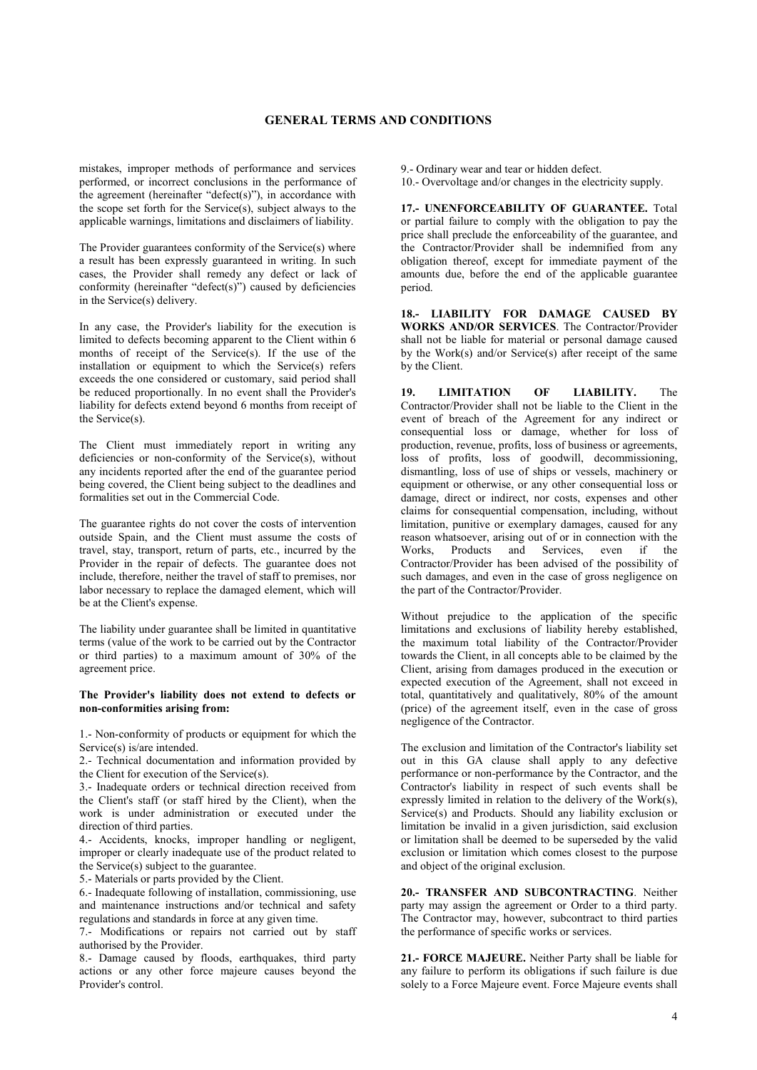# GENERAL TERMS AND CONDITIONS

mistakes, improper methods of performance and services performed, or incorrect conclusions in the performance of the agreement (hereinafter "defect(s)"), in accordance with the scope set forth for the Service(s), subject always to the applicable warnings, limitations and disclaimers of liability.

The Provider guarantees conformity of the Service(s) where a result has been expressly guaranteed in writing. In such cases, the Provider shall remedy any defect or lack of conformity (hereinafter "defect(s)") caused by deficiencies in the Service(s) delivery.

In any case, the Provider's liability for the execution is limited to defects becoming apparent to the Client within 6 months of receipt of the Service(s). If the use of the installation or equipment to which the Service(s) refers exceeds the one considered or customary, said period shall be reduced proportionally. In no event shall the Provider's liability for defects extend beyond 6 months from receipt of the Service(s).

The Client must immediately report in writing any deficiencies or non-conformity of the Service(s), without any incidents reported after the end of the guarantee period being covered, the Client being subject to the deadlines and formalities set out in the Commercial Code.

The guarantee rights do not cover the costs of intervention outside Spain, and the Client must assume the costs of travel, stay, transport, return of parts, etc., incurred by the Provider in the repair of defects. The guarantee does not include, therefore, neither the travel of staff to premises, nor labor necessary to replace the damaged element, which will be at the Client's expense.

The liability under guarantee shall be limited in quantitative terms (value of the work to be carried out by the Contractor or third parties) to a maximum amount of 30% of the agreement price.

**The Provider's liability does not extend to defects or non-conformities arising from:**

1.- Non-conformity of products or equipment for which the Service(s) is/are intended.
2.- Technical documentation and information provided by the Client for execution of the Service(s).
3.- Inadequate orders or technical direction received from the Client's staff (or staff hired by the Client), when the work is under administration or executed under the direction of third parties.
4.- Accidents, knocks, improper handling or negligent, improper or clearly inadequate use of the product related to the Service(s) subject to the guarantee.
5.- Materials or parts provided by the Client.
6.- Inadequate following of installation, commissioning, use and maintenance instructions and/or technical and safety regulations and standards in force at any given time.
7.- Modifications or repairs not carried out by staff authorised by the Provider.
8.- Damage caused by floods, earthquakes, third party actions or any other force majeure causes beyond the Provider's control.
9.- Ordinary wear and tear or hidden defect.
10.- Overvoltage and/or changes in the electricity supply.

**17.- UNENFORCEABILITY OF GUARANTEE.** Total or partial failure to comply with the obligation to pay the price shall preclude the enforceability of the guarantee, and the Contractor/Provider shall be indemnified from any obligation thereof, except for immediate payment of the amounts due, before the end of the applicable guarantee period.

**18.- LIABILITY FOR DAMAGE CAUSED BY WORKS AND/OR SERVICES**. The Contractor/Provider shall not be liable for material or personal damage caused by the Work(s) and/or Service(s) after receipt of the same by the Client.

**19. LIMITATION OF LIABILITY.** The Contractor/Provider shall not be liable to the Client in the event of breach of the Agreement for any indirect or consequential loss or damage, whether for loss of production, revenue, profits, loss of business or agreements, loss of profits, loss of goodwill, decommissioning, dismantling, loss of use of ships or vessels, machinery or equipment or otherwise, or any other consequential loss or damage, direct or indirect, nor costs, expenses and other claims for consequential compensation, including, without limitation, punitive or exemplary damages, caused for any reason whatsoever, arising out of or in connection with the Works, Products and Services, even if the Contractor/Provider has been advised of the possibility of such damages, and even in the case of gross negligence on the part of the Contractor/Provider.

Without prejudice to the application of the specific limitations and exclusions of liability hereby established, the maximum total liability of the Contractor/Provider towards the Client, in all concepts able to be claimed by the Client, arising from damages produced in the execution or expected execution of the Agreement, shall not exceed in total, quantitatively and qualitatively, 80% of the amount (price) of the agreement itself, even in the case of gross negligence of the Contractor.

The exclusion and limitation of the Contractor's liability set out in this GA clause shall apply to any defective performance or non-performance by the Contractor, and the Contractor's liability in respect of such events shall be expressly limited in relation to the delivery of the Work(s), Service(s) and Products. Should any liability exclusion or limitation be invalid in a given jurisdiction, said exclusion or limitation shall be deemed to be superseded by the valid exclusion or limitation which comes closest to the purpose and object of the original exclusion.

**20.- TRANSFER AND SUBCONTRACTING**. Neither party may assign the agreement or Order to a third party. The Contractor may, however, subcontract to third parties the performance of specific works or services.

**21.- FORCE MAJEURE.** Neither Party shall be liable for any failure to perform its obligations if such failure is due solely to a Force Majeure event. Force Majeure events shall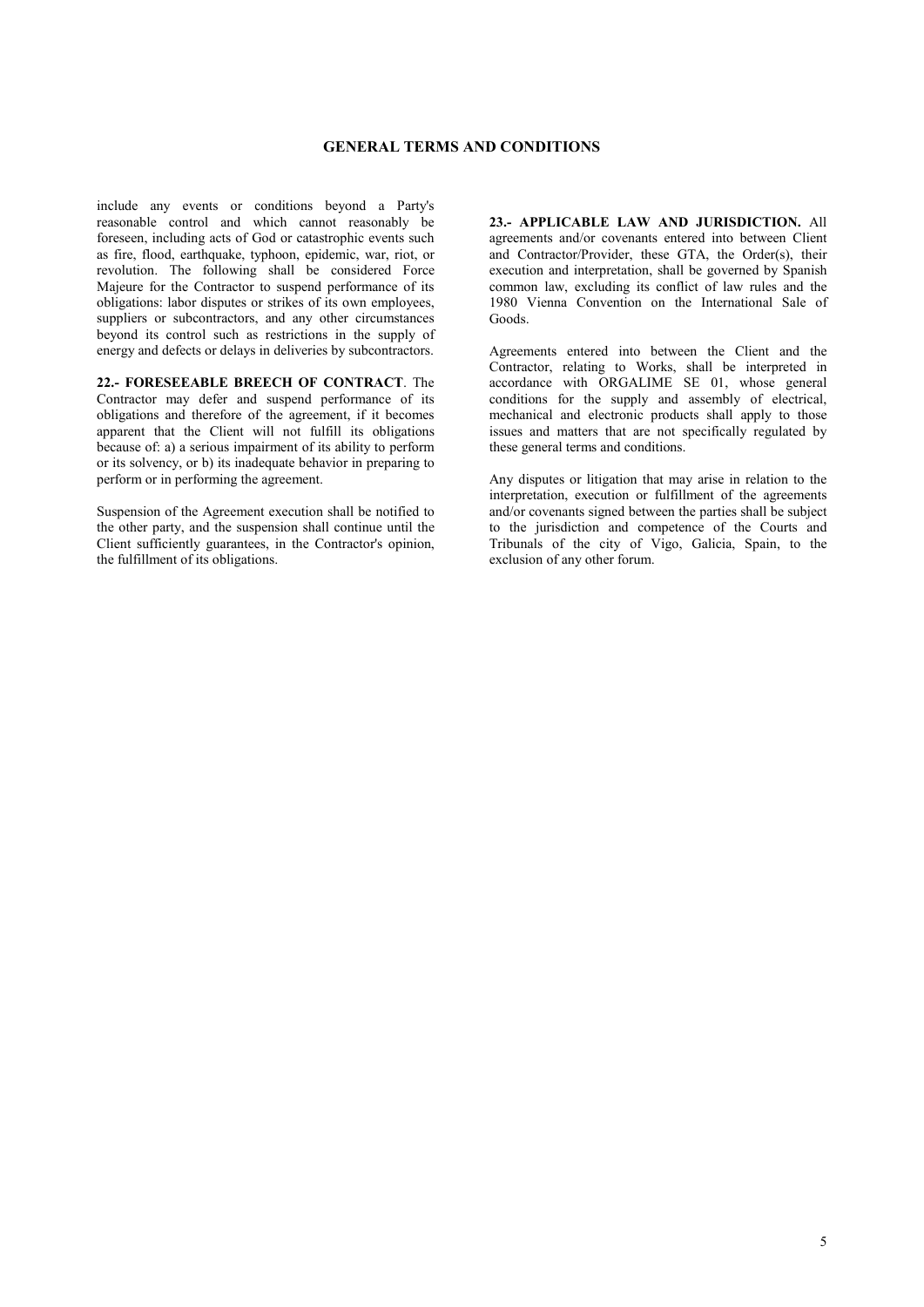include any events or conditions beyond a Party's reasonable control and which cannot reasonably be foreseen, including acts of God or catastrophic events such as fire, flood, earthquake, typhoon, epidemic, war, riot, or revolution. The following shall be considered Force Majeure for the Contractor to suspend performance of its obligations: labor disputes or strikes of its own employees, suppliers or subcontractors, and any other circumstances beyond its control such as restrictions in the supply of energy and defects or delays in deliveries by subcontractors.

**22.- FORESEEABLE BREECH OF CONTRACT**. The Contractor may defer and suspend performance of its obligations and therefore of the agreement, if it becomes apparent that the Client will not fulfill its obligations because of: a) a serious impairment of its ability to perform or its solvency, or b) its inadequate behavior in preparing to perform or in performing the agreement.

Suspension of the Agreement execution shall be notified to the other party, and the suspension shall continue until the Client sufficiently guarantees, in the Contractor's opinion, the fulfillment of its obligations.

**23.- APPLICABLE LAW AND JURISDICTION.** All agreements and/or covenants entered into between Client and Contractor/Provider, these GTA, the Order(s), their execution and interpretation, shall be governed by Spanish common law, excluding its conflict of law rules and the 1980 Vienna Convention on the International Sale of Goods.

Agreements entered into between the Client and the Contractor, relating to Works, shall be interpreted in accordance with ORGALIME SE 01, whose general conditions for the supply and assembly of electrical, mechanical and electronic products shall apply to those issues and matters that are not specifically regulated by these general terms and conditions.

Any disputes or litigation that may arise in relation to the interpretation, execution or fulfillment of the agreements and/or covenants signed between the parties shall be subject to the jurisdiction and competence of the Courts and Tribunals of the city of Vigo, Galicia, Spain, to the exclusion of any other forum.